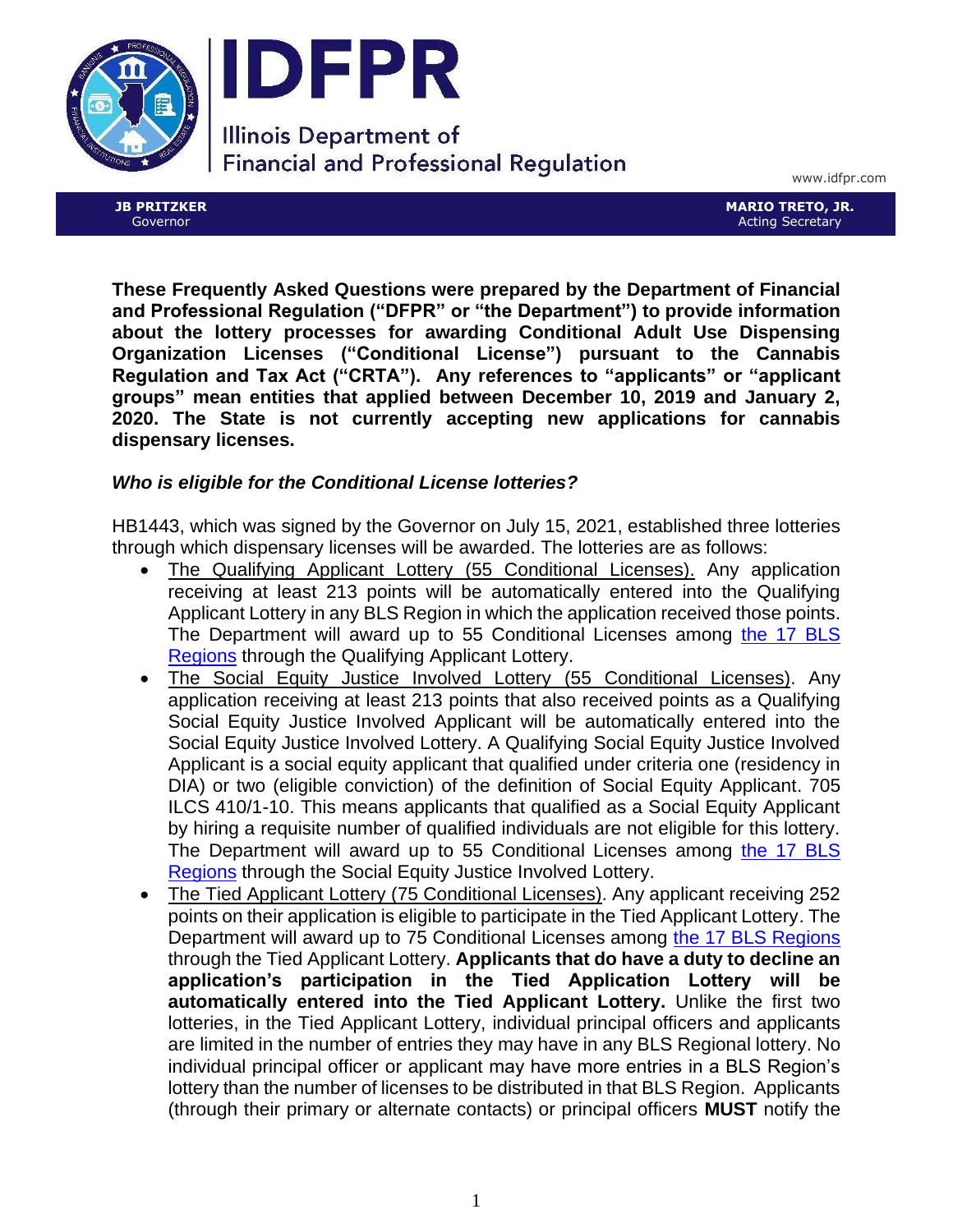# IDFPR

Illinois Department of Financial and Professional Regulation

www.idfpr.com

**JB PRITZKER**
Governor

**MARIO TRETO, JR.**
Acting Secretary

**These Frequently Asked Questions were prepared by the Department of Financial and Professional Regulation ("DFPR" or "the Department") to provide information about the lottery processes for awarding Conditional Adult Use Dispensing Organization Licenses ("Conditional License") pursuant to the Cannabis Regulation and Tax Act ("CRTA"). Any references to "applicants" or "applicant groups" mean entities that applied between December 10, 2019 and January 2, 2020. The State is not currently accepting new applications for cannabis dispensary licenses.**

***Who is eligible for the Conditional License lotteries?***

HB1443, which was signed by the Governor on July 15, 2021, established three lotteries through which dispensary licenses will be awarded. The lotteries are as follows:

- The Qualifying Applicant Lottery (55 Conditional Licenses). Any application receiving at least 213 points will be automatically entered into the Qualifying Applicant Lottery in any BLS Region in which the application received those points. The Department will award up to 55 Conditional Licenses among the 17 BLS Regions through the Qualifying Applicant Lottery.
- The Social Equity Justice Involved Lottery (55 Conditional Licenses). Any application receiving at least 213 points that also received points as a Qualifying Social Equity Justice Involved Applicant will be automatically entered into the Social Equity Justice Involved Lottery. A Qualifying Social Equity Justice Involved Applicant is a social equity applicant that qualified under criteria one (residency in DIA) or two (eligible conviction) of the definition of Social Equity Applicant. 705 ILCS 410/1-10. This means applicants that qualified as a Social Equity Applicant by hiring a requisite number of qualified individuals are not eligible for this lottery. The Department will award up to 55 Conditional Licenses among the 17 BLS Regions through the Social Equity Justice Involved Lottery.
- The Tied Applicant Lottery (75 Conditional Licenses). Any applicant receiving 252 points on their application is eligible to participate in the Tied Applicant Lottery. The Department will award up to 75 Conditional Licenses among the 17 BLS Regions through the Tied Applicant Lottery. **Applicants that do have a duty to decline an application's participation in the Tied Application Lottery will be automatically entered into the Tied Applicant Lottery.** Unlike the first two lotteries, in the Tied Applicant Lottery, individual principal officers and applicants are limited in the number of entries they may have in any BLS Regional lottery. No individual principal officer or applicant may have more entries in a BLS Region's lottery than the number of licenses to be distributed in that BLS Region. Applicants (through their primary or alternate contacts) or principal officers **MUST** notify the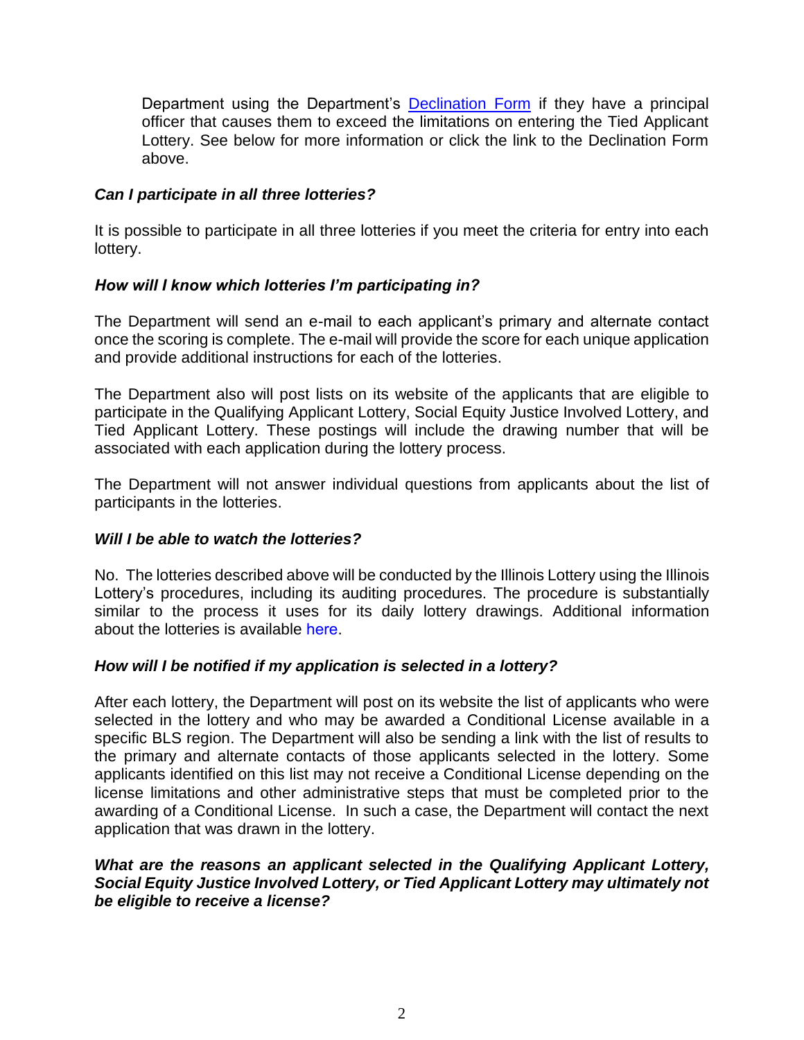Department using the Department's [Declination Form] if they have a principal officer that causes them to exceed the limitations on entering the Tied Applicant Lottery. See below for more information or click the link to the Declination Form above.

***Can I participate in all three lotteries?***

It is possible to participate in all three lotteries if you meet the criteria for entry into each lottery.

***How will I know which lotteries I'm participating in?***

The Department will send an e-mail to each applicant's primary and alternate contact once the scoring is complete. The e-mail will provide the score for each unique application and provide additional instructions for each of the lotteries.

The Department also will post lists on its website of the applicants that are eligible to participate in the Qualifying Applicant Lottery, Social Equity Justice Involved Lottery, and Tied Applicant Lottery. These postings will include the drawing number that will be associated with each application during the lottery process.

The Department will not answer individual questions from applicants about the list of participants in the lotteries.

***Will I be able to watch the lotteries?***

No. The lotteries described above will be conducted by the Illinois Lottery using the Illinois Lottery's procedures, including its auditing procedures. The procedure is substantially similar to the process it uses for its daily lottery drawings. Additional information about the lotteries is available here.

***How will I be notified if my application is selected in a lottery?***

After each lottery, the Department will post on its website the list of applicants who were selected in the lottery and who may be awarded a Conditional License available in a specific BLS region. The Department will also be sending a link with the list of results to the primary and alternate contacts of those applicants selected in the lottery. Some applicants identified on this list may not receive a Conditional License depending on the license limitations and other administrative steps that must be completed prior to the awarding of a Conditional License. In such a case, the Department will contact the next application that was drawn in the lottery.

***What are the reasons an applicant selected in the Qualifying Applicant Lottery, Social Equity Justice Involved Lottery, or Tied Applicant Lottery may ultimately not be eligible to receive a license?***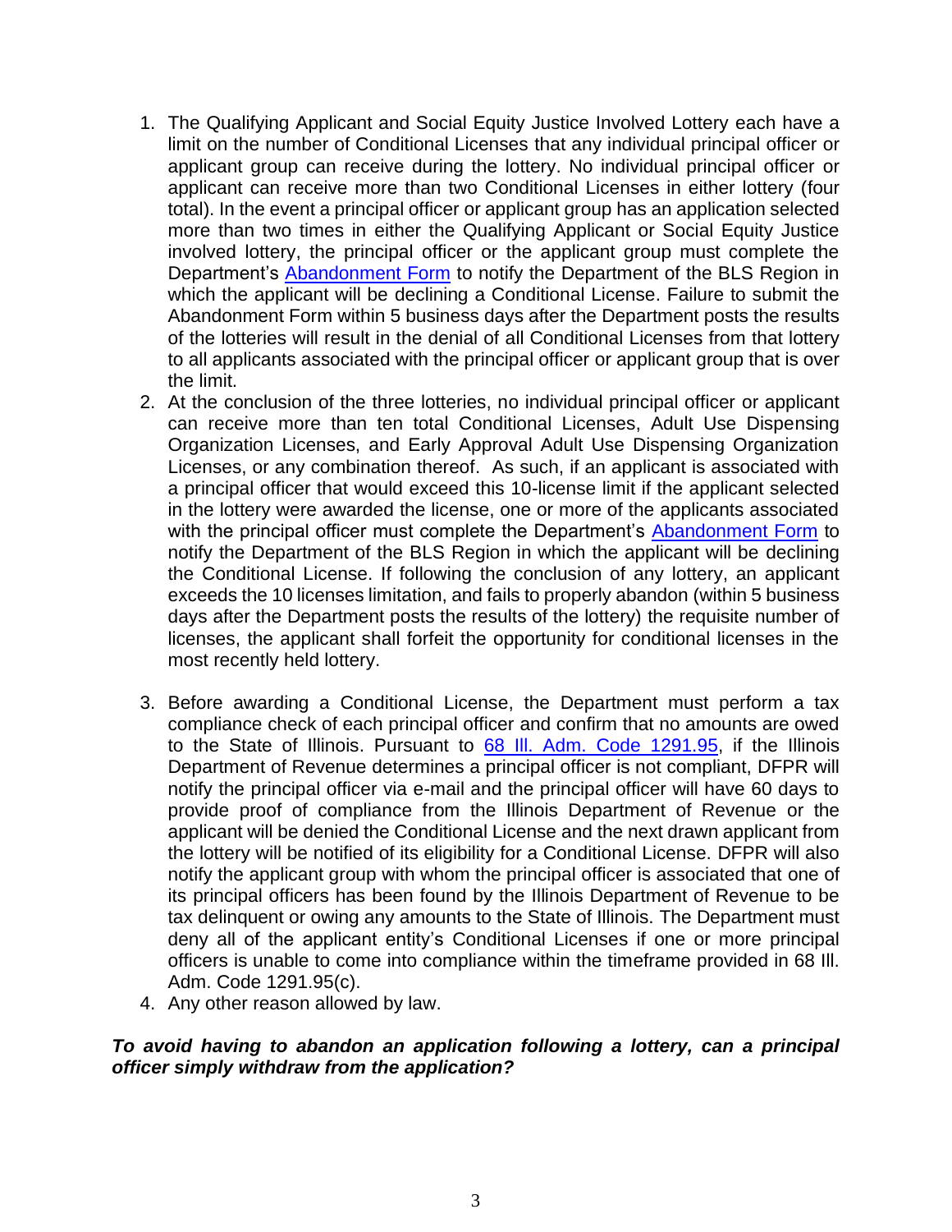1. The Qualifying Applicant and Social Equity Justice Involved Lottery each have a limit on the number of Conditional Licenses that any individual principal officer or applicant group can receive during the lottery. No individual principal officer or applicant can receive more than two Conditional Licenses in either lottery (four total). In the event a principal officer or applicant group has an application selected more than two times in either the Qualifying Applicant or Social Equity Justice involved lottery, the principal officer or the applicant group must complete the Department's Abandonment Form to notify the Department of the BLS Region in which the applicant will be declining a Conditional License. Failure to submit the Abandonment Form within 5 business days after the Department posts the results of the lotteries will result in the denial of all Conditional Licenses from that lottery to all applicants associated with the principal officer or applicant group that is over the limit.
2. At the conclusion of the three lotteries, no individual principal officer or applicant can receive more than ten total Conditional Licenses, Adult Use Dispensing Organization Licenses, and Early Approval Adult Use Dispensing Organization Licenses, or any combination thereof. As such, if an applicant is associated with a principal officer that would exceed this 10-license limit if the applicant selected in the lottery were awarded the license, one or more of the applicants associated with the principal officer must complete the Department's Abandonment Form to notify the Department of the BLS Region in which the applicant will be declining the Conditional License. If following the conclusion of any lottery, an applicant exceeds the 10 licenses limitation, and fails to properly abandon (within 5 business days after the Department posts the results of the lottery) the requisite number of licenses, the applicant shall forfeit the opportunity for conditional licenses in the most recently held lottery.
3. Before awarding a Conditional License, the Department must perform a tax compliance check of each principal officer and confirm that no amounts are owed to the State of Illinois. Pursuant to 68 Ill. Adm. Code 1291.95, if the Illinois Department of Revenue determines a principal officer is not compliant, DFPR will notify the principal officer via e-mail and the principal officer will have 60 days to provide proof of compliance from the Illinois Department of Revenue or the applicant will be denied the Conditional License and the next drawn applicant from the lottery will be notified of its eligibility for a Conditional License. DFPR will also notify the applicant group with whom the principal officer is associated that one of its principal officers has been found by the Illinois Department of Revenue to be tax delinquent or owing any amounts to the State of Illinois. The Department must deny all of the applicant entity's Conditional Licenses if one or more principal officers is unable to come into compliance within the timeframe provided in 68 Ill. Adm. Code 1291.95(c).
4. Any other reason allowed by law.

***To avoid having to abandon an application following a lottery, can a principal officer simply withdraw from the application?***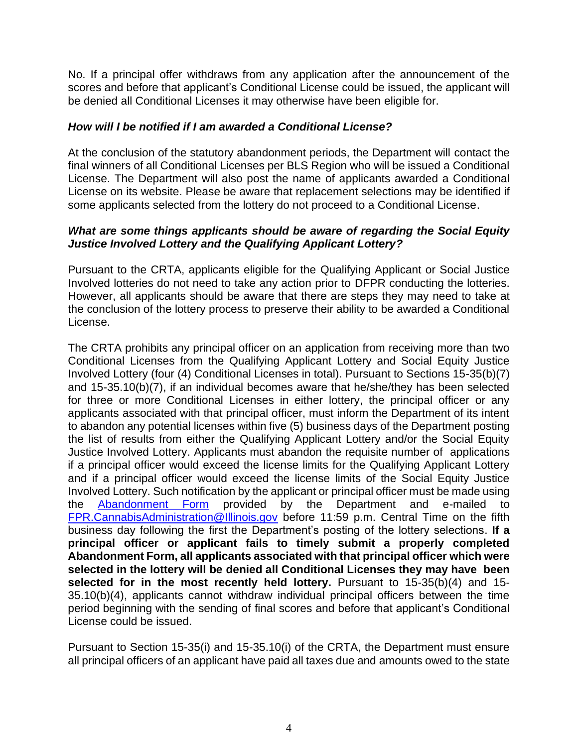No. If a principal offer withdraws from any application after the announcement of the scores and before that applicant's Conditional License could be issued, the applicant will be denied all Conditional Licenses it may otherwise have been eligible for.

***How will I be notified if I am awarded a Conditional License?***

At the conclusion of the statutory abandonment periods, the Department will contact the final winners of all Conditional Licenses per BLS Region who will be issued a Conditional License. The Department will also post the name of applicants awarded a Conditional License on its website. Please be aware that replacement selections may be identified if some applicants selected from the lottery do not proceed to a Conditional License.

***What are some things applicants should be aware of regarding the Social Equity Justice Involved Lottery and the Qualifying Applicant Lottery?***

Pursuant to the CRTA, applicants eligible for the Qualifying Applicant or Social Justice Involved lotteries do not need to take any action prior to DFPR conducting the lotteries. However, all applicants should be aware that there are steps they may need to take at the conclusion of the lottery process to preserve their ability to be awarded a Conditional License.

The CRTA prohibits any principal officer on an application from receiving more than two Conditional Licenses from the Qualifying Applicant Lottery and Social Equity Justice Involved Lottery (four (4) Conditional Licenses in total). Pursuant to Sections 15-35(b)(7) and 15-35.10(b)(7), if an individual becomes aware that he/she/they has been selected for three or more Conditional Licenses in either lottery, the principal officer or any applicants associated with that principal officer, must inform the Department of its intent to abandon any potential licenses within five (5) business days of the Department posting the list of results from either the Qualifying Applicant Lottery and/or the Social Equity Justice Involved Lottery. Applicants must abandon the requisite number of applications if a principal officer would exceed the license limits for the Qualifying Applicant Lottery and if a principal officer would exceed the license limits of the Social Equity Justice Involved Lottery. Such notification by the applicant or principal officer must be made using the [Abandonment Form](Abandonment Form) provided by the Department and e-mailed to [FPR.CannabisAdministration@Illinois.gov](mailto:FPR.CannabisAdministration@Illinois.gov) before 11:59 p.m. Central Time on the fifth business day following the first the Department's posting of the lottery selections. **If a principal officer or applicant fails to timely submit a properly completed Abandonment Form, all applicants associated with that principal officer which were selected in the lottery will be denied all Conditional Licenses they may have been selected for in the most recently held lottery.** Pursuant to 15-35(b)(4) and 15-35.10(b)(4), applicants cannot withdraw individual principal officers between the time period beginning with the sending of final scores and before that applicant's Conditional License could be issued.

Pursuant to Section 15-35(i) and 15-35.10(i) of the CRTA, the Department must ensure all principal officers of an applicant have paid all taxes due and amounts owed to the state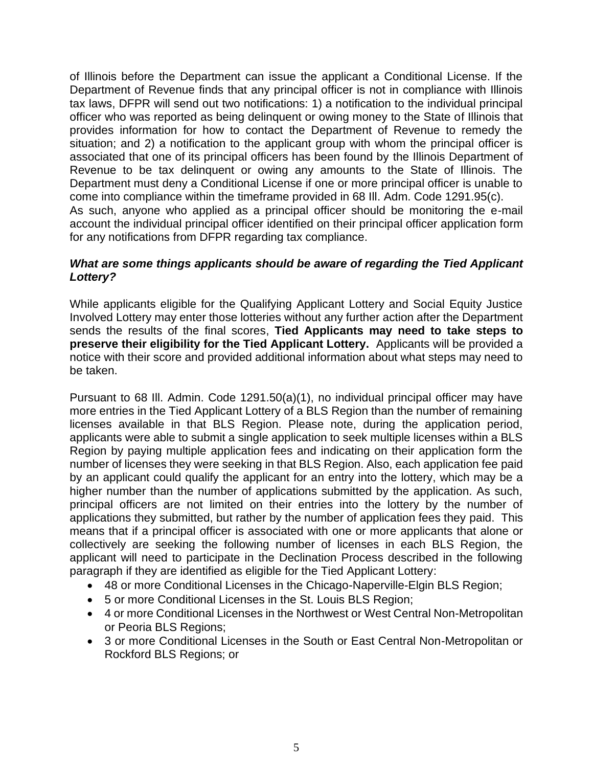of Illinois before the Department can issue the applicant a Conditional License. If the Department of Revenue finds that any principal officer is not in compliance with Illinois tax laws, DFPR will send out two notifications: 1) a notification to the individual principal officer who was reported as being delinquent or owing money to the State of Illinois that provides information for how to contact the Department of Revenue to remedy the situation; and 2) a notification to the applicant group with whom the principal officer is associated that one of its principal officers has been found by the Illinois Department of Revenue to be tax delinquent or owing any amounts to the State of Illinois. The Department must deny a Conditional License if one or more principal officer is unable to come into compliance within the timeframe provided in 68 Ill. Adm. Code 1291.95(c).

As such, anyone who applied as a principal officer should be monitoring the e-mail account the individual principal officer identified on their principal officer application form for any notifications from DFPR regarding tax compliance.

***What are some things applicants should be aware of regarding the Tied Applicant Lottery?***

While applicants eligible for the Qualifying Applicant Lottery and Social Equity Justice Involved Lottery may enter those lotteries without any further action after the Department sends the results of the final scores, **Tied Applicants may need to take steps to preserve their eligibility for the Tied Applicant Lottery.** Applicants will be provided a notice with their score and provided additional information about what steps may need to be taken.

Pursuant to 68 Ill. Admin. Code 1291.50(a)(1), no individual principal officer may have more entries in the Tied Applicant Lottery of a BLS Region than the number of remaining licenses available in that BLS Region. Please note, during the application period, applicants were able to submit a single application to seek multiple licenses within a BLS Region by paying multiple application fees and indicating on their application form the number of licenses they were seeking in that BLS Region. Also, each application fee paid by an applicant could qualify the applicant for an entry into the lottery, which may be a higher number than the number of applications submitted by the application. As such, principal officers are not limited on their entries into the lottery by the number of applications they submitted, but rather by the number of application fees they paid. This means that if a principal officer is associated with one or more applicants that alone or collectively are seeking the following number of licenses in each BLS Region, the applicant will need to participate in the Declination Process described in the following paragraph if they are identified as eligible for the Tied Applicant Lottery:

- 48 or more Conditional Licenses in the Chicago-Naperville-Elgin BLS Region;
- 5 or more Conditional Licenses in the St. Louis BLS Region;
- 4 or more Conditional Licenses in the Northwest or West Central Non-Metropolitan or Peoria BLS Regions;
- 3 or more Conditional Licenses in the South or East Central Non-Metropolitan or Rockford BLS Regions; or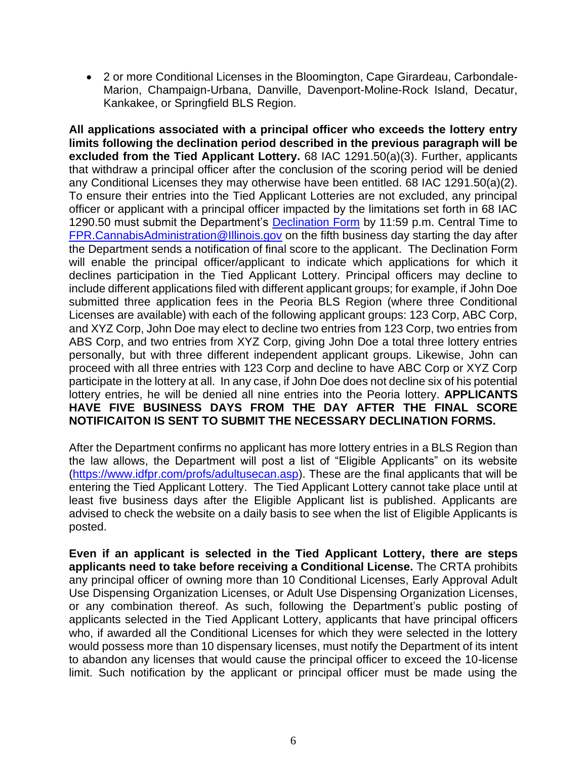- 2 or more Conditional Licenses in the Bloomington, Cape Girardeau, Carbondale-Marion, Champaign-Urbana, Danville, Davenport-Moline-Rock Island, Decatur, Kankakee, or Springfield BLS Region.

**All applications associated with a principal officer who exceeds the lottery entry limits following the declination period described in the previous paragraph will be excluded from the Tied Applicant Lottery.** 68 IAC 1291.50(a)(3). Further, applicants that withdraw a principal officer after the conclusion of the scoring period will be denied any Conditional Licenses they may otherwise have been entitled. 68 IAC 1291.50(a)(2). To ensure their entries into the Tied Applicant Lotteries are not excluded, any principal officer or applicant with a principal officer impacted by the limitations set forth in 68 IAC 1290.50 must submit the Department's [Declination Form]() by 11:59 p.m. Central Time to [FPR.CannabisAdministration@Illinois.gov](mailto:FPR.CannabisAdministration@Illinois.gov) on the fifth business day starting the day after the Department sends a notification of final score to the applicant. The Declination Form will enable the principal officer/applicant to indicate which applications for which it declines participation in the Tied Applicant Lottery. Principal officers may decline to include different applications filed with different applicant groups; for example, if John Doe submitted three application fees in the Peoria BLS Region (where three Conditional Licenses are available) with each of the following applicant groups: 123 Corp, ABC Corp, and XYZ Corp, John Doe may elect to decline two entries from 123 Corp, two entries from ABS Corp, and two entries from XYZ Corp, giving John Doe a total three lottery entries personally, but with three different independent applicant groups. Likewise, John can proceed with all three entries with 123 Corp and decline to have ABC Corp or XYZ Corp participate in the lottery at all. In any case, if John Doe does not decline six of his potential lottery entries, he will be denied all nine entries into the Peoria lottery. **APPLICANTS HAVE FIVE BUSINESS DAYS FROM THE DAY AFTER THE FINAL SCORE NOTIFICAITON IS SENT TO SUBMIT THE NECESSARY DECLINATION FORMS.**

After the Department confirms no applicant has more lottery entries in a BLS Region than the law allows, the Department will post a list of "Eligible Applicants" on its website ([https://www.idfpr.com/profs/adultusecan.asp](https://www.idfpr.com/profs/adultusecan.asp)). These are the final applicants that will be entering the Tied Applicant Lottery. The Tied Applicant Lottery cannot take place until at least five business days after the Eligible Applicant list is published. Applicants are advised to check the website on a daily basis to see when the list of Eligible Applicants is posted.

**Even if an applicant is selected in the Tied Applicant Lottery, there are steps applicants need to take before receiving a Conditional License.** The CRTA prohibits any principal officer of owning more than 10 Conditional Licenses, Early Approval Adult Use Dispensing Organization Licenses, or Adult Use Dispensing Organization Licenses, or any combination thereof. As such, following the Department's public posting of applicants selected in the Tied Applicant Lottery, applicants that have principal officers who, if awarded all the Conditional Licenses for which they were selected in the lottery would possess more than 10 dispensary licenses, must notify the Department of its intent to abandon any licenses that would cause the principal officer to exceed the 10-license limit. Such notification by the applicant or principal officer must be made using the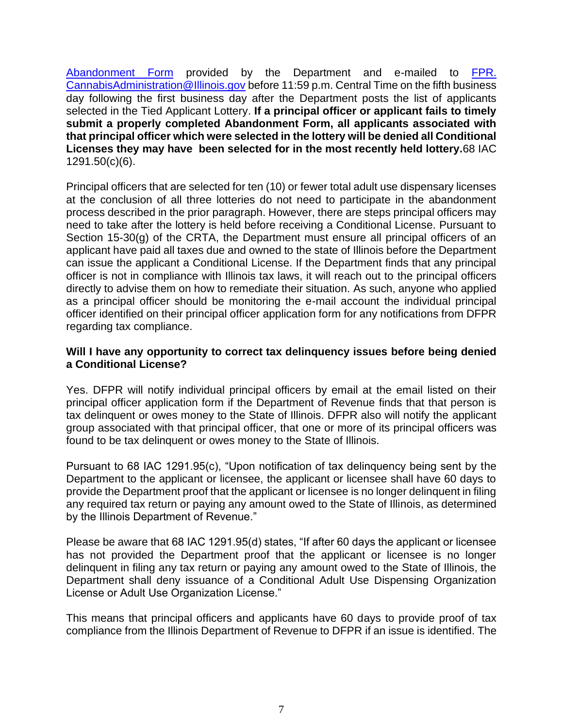[Abandonment Form](#) provided by the Department and e-mailed to [FPR.CannabisAdministration@Illinois.gov](mailto:FPR.CannabisAdministration@Illinois.gov) before 11:59 p.m. Central Time on the fifth business day following the first business day after the Department posts the list of applicants selected in the Tied Applicant Lottery. **If a principal officer or applicant fails to timely submit a properly completed Abandonment Form, all applicants associated with that principal officer which were selected in the lottery will be denied all Conditional Licenses they may have been selected for in the most recently held lottery.** 68 IAC 1291.50(c)(6).

Principal officers that are selected for ten (10) or fewer total adult use dispensary licenses at the conclusion of all three lotteries do not need to participate in the abandonment process described in the prior paragraph. However, there are steps principal officers may need to take after the lottery is held before receiving a Conditional License. Pursuant to Section 15-30(g) of the CRTA, the Department must ensure all principal officers of an applicant have paid all taxes due and owned to the state of Illinois before the Department can issue the applicant a Conditional License. If the Department finds that any principal officer is not in compliance with Illinois tax laws, it will reach out to the principal officers directly to advise them on how to remediate their situation. As such, anyone who applied as a principal officer should be monitoring the e-mail account the individual principal officer identified on their principal officer application form for any notifications from DFPR regarding tax compliance.

**Will I have any opportunity to correct tax delinquency issues before being denied a Conditional License?**

Yes. DFPR will notify individual principal officers by email at the email listed on their principal officer application form if the Department of Revenue finds that that person is tax delinquent or owes money to the State of Illinois. DFPR also will notify the applicant group associated with that principal officer, that one or more of its principal officers was found to be tax delinquent or owes money to the State of Illinois.

Pursuant to 68 IAC 1291.95(c), "Upon notification of tax delinquency being sent by the Department to the applicant or licensee, the applicant or licensee shall have 60 days to provide the Department proof that the applicant or licensee is no longer delinquent in filing any required tax return or paying any amount owed to the State of Illinois, as determined by the Illinois Department of Revenue."

Please be aware that 68 IAC 1291.95(d) states, "If after 60 days the applicant or licensee has not provided the Department proof that the applicant or licensee is no longer delinquent in filing any tax return or paying any amount owed to the State of Illinois, the Department shall deny issuance of a Conditional Adult Use Dispensing Organization License or Adult Use Organization License."

This means that principal officers and applicants have 60 days to provide proof of tax compliance from the Illinois Department of Revenue to DFPR if an issue is identified. The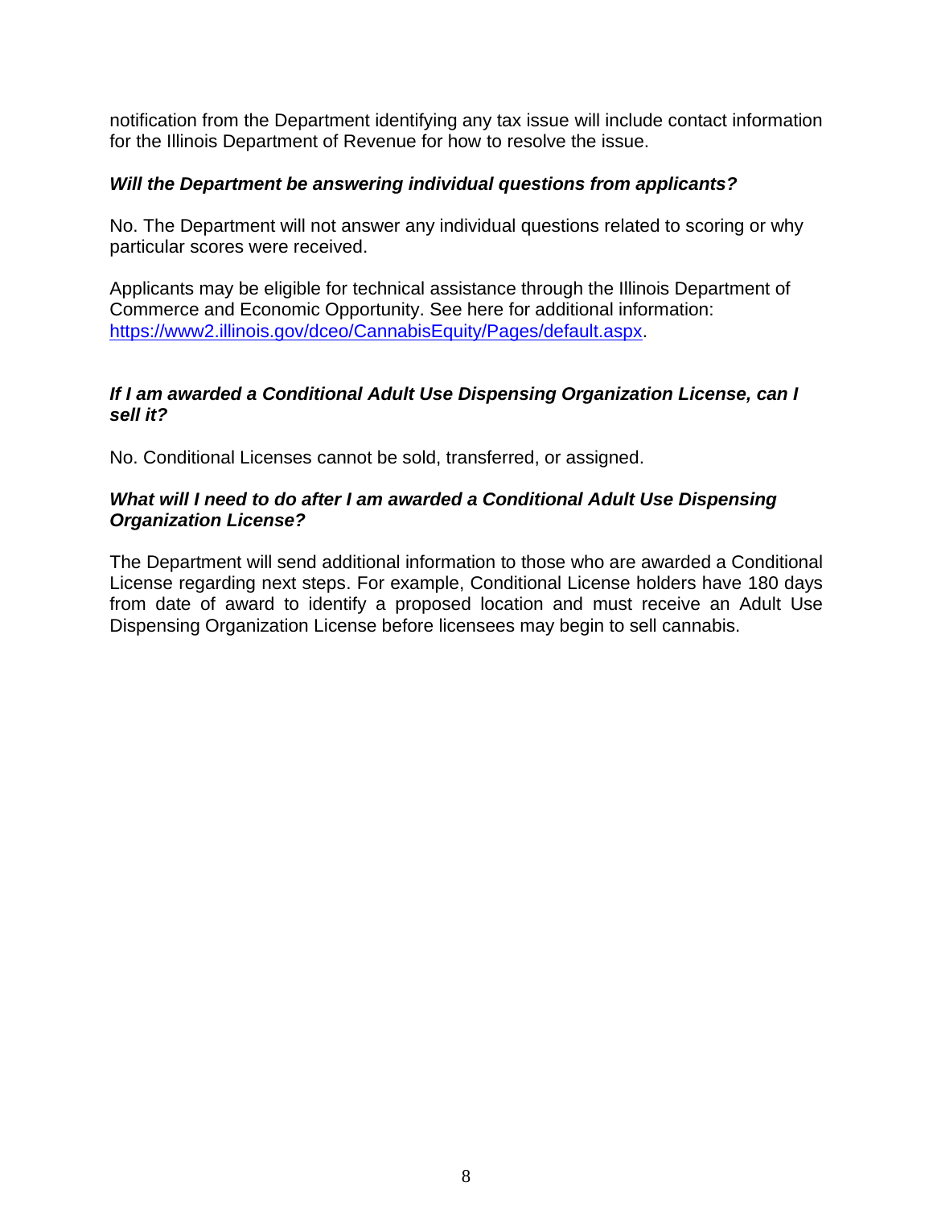notification from the Department identifying any tax issue will include contact information for the Illinois Department of Revenue for how to resolve the issue.

***Will the Department be answering individual questions from applicants?***

No. The Department will not answer any individual questions related to scoring or why particular scores were received.

Applicants may be eligible for technical assistance through the Illinois Department of Commerce and Economic Opportunity. See here for additional information: [https://www2.illinois.gov/dceo/CannabisEquity/Pages/default.aspx](https://www2.illinois.gov/dceo/CannabisEquity/Pages/default.aspx).

***If I am awarded a Conditional Adult Use Dispensing Organization License, can I sell it?***

No. Conditional Licenses cannot be sold, transferred, or assigned.

***What will I need to do after I am awarded a Conditional Adult Use Dispensing Organization License?***

The Department will send additional information to those who are awarded a Conditional License regarding next steps. For example, Conditional License holders have 180 days from date of award to identify a proposed location and must receive an Adult Use Dispensing Organization License before licensees may begin to sell cannabis.